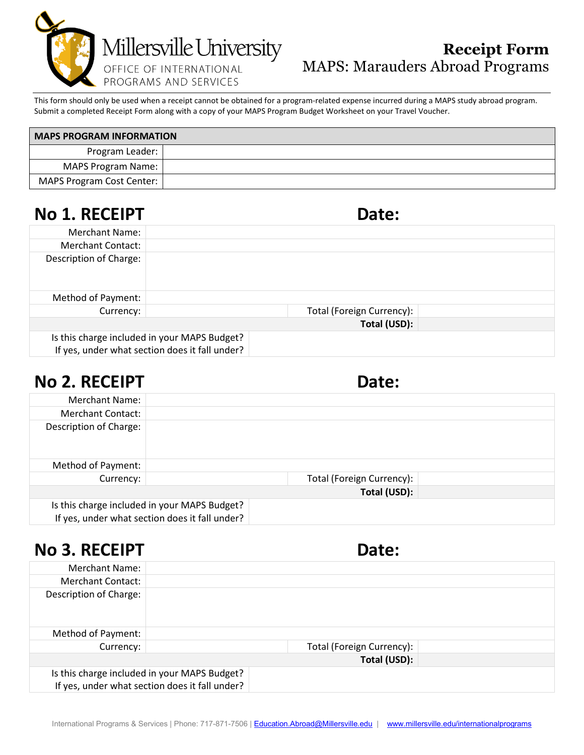Millersville University
OFFICE OF INTERNATIONAL PROGRAMS AND SERVICES

# Receipt Form
## MAPS: Marauders Abroad Programs

This form should only be used when a receipt cannot be obtained for a program-related expense incurred during a MAPS study abroad program. Submit a completed Receipt Form along with a copy of your MAPS Program Budget Worksheet on your Travel Voucher.

| MAPS PROGRAM INFORMATION | |
|---|---|
| Program Leader: | |
| MAPS Program Name: | |
| MAPS Program Cost Center: | |

## No 1. RECEIPT — Date:

| | | | |
|---|---|---|---|
| Merchant Name: | | | |
| Merchant Contact: | | | |
| Description of Charge: | | | |
| Method of Payment: | | | |
| Currency: | | Total (Foreign Currency): | |
| | | **Total (USD):** | |
| Is this charge included in your MAPS Budget? If yes, under what section does it fall under? | | | |

## No 2. RECEIPT — Date:

| | | | |
|---|---|---|---|
| Merchant Name: | | | |
| Merchant Contact: | | | |
| Description of Charge: | | | |
| Method of Payment: | | | |
| Currency: | | Total (Foreign Currency): | |
| | | **Total (USD):** | |
| Is this charge included in your MAPS Budget? If yes, under what section does it fall under? | | | |

## No 3. RECEIPT — Date:

| | | | |
|---|---|---|---|
| Merchant Name: | | | |
| Merchant Contact: | | | |
| Description of Charge: | | | |
| Method of Payment: | | | |
| Currency: | | Total (Foreign Currency): | |
| | | **Total (USD):** | |
| Is this charge included in your MAPS Budget? If yes, under what section does it fall under? | | | |

International Programs & Services | Phone: 717-871-7506 | Education.Abroad@Millersville.edu | www.millersville.edu/internationalprograms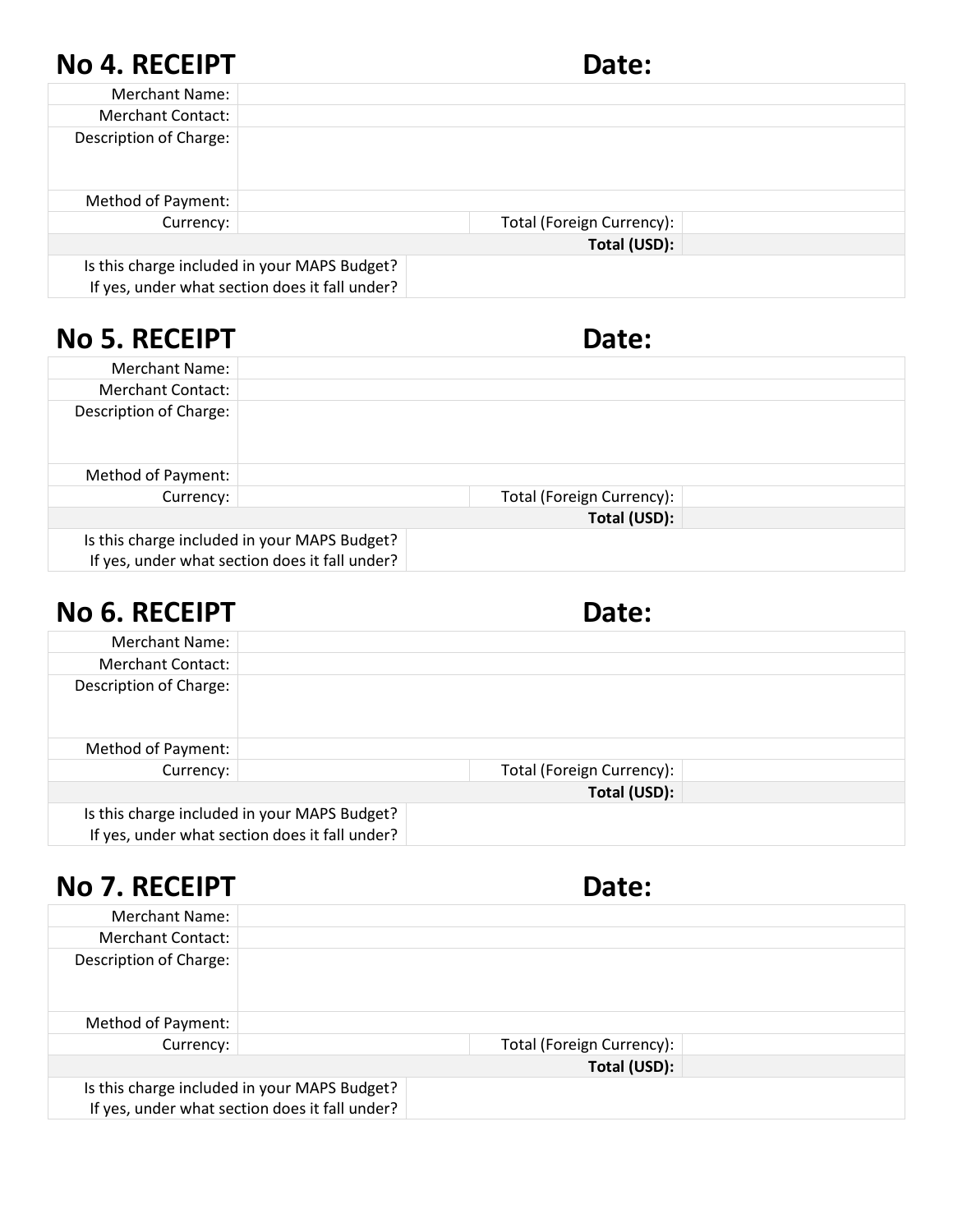## No 4. RECEIPT Date:

| | | | |
|---|---|---|---|
| Merchant Name: | | | |
| Merchant Contact: | | | |
| Description of Charge: | | | |
| Method of Payment: | | | |
| Currency: | | Total (Foreign Currency): | |
| | | **Total (USD):** | |
| Is this charge included in your MAPS Budget? If yes, under what section does it fall under? | | | |

## No 5. RECEIPT Date:

| | | | |
|---|---|---|---|
| Merchant Name: | | | |
| Merchant Contact: | | | |
| Description of Charge: | | | |
| Method of Payment: | | | |
| Currency: | | Total (Foreign Currency): | |
| | | **Total (USD):** | |
| Is this charge included in your MAPS Budget? If yes, under what section does it fall under? | | | |

## No 6. RECEIPT Date:

| | | | |
|---|---|---|---|
| Merchant Name: | | | |
| Merchant Contact: | | | |
| Description of Charge: | | | |
| Method of Payment: | | | |
| Currency: | | Total (Foreign Currency): | |
| | | **Total (USD):** | |
| Is this charge included in your MAPS Budget? If yes, under what section does it fall under? | | | |

## No 7. RECEIPT Date:

| | | | |
|---|---|---|---|
| Merchant Name: | | | |
| Merchant Contact: | | | |
| Description of Charge: | | | |
| Method of Payment: | | | |
| Currency: | | Total (Foreign Currency): | |
| | | **Total (USD):** | |
| Is this charge included in your MAPS Budget? If yes, under what section does it fall under? | | | |